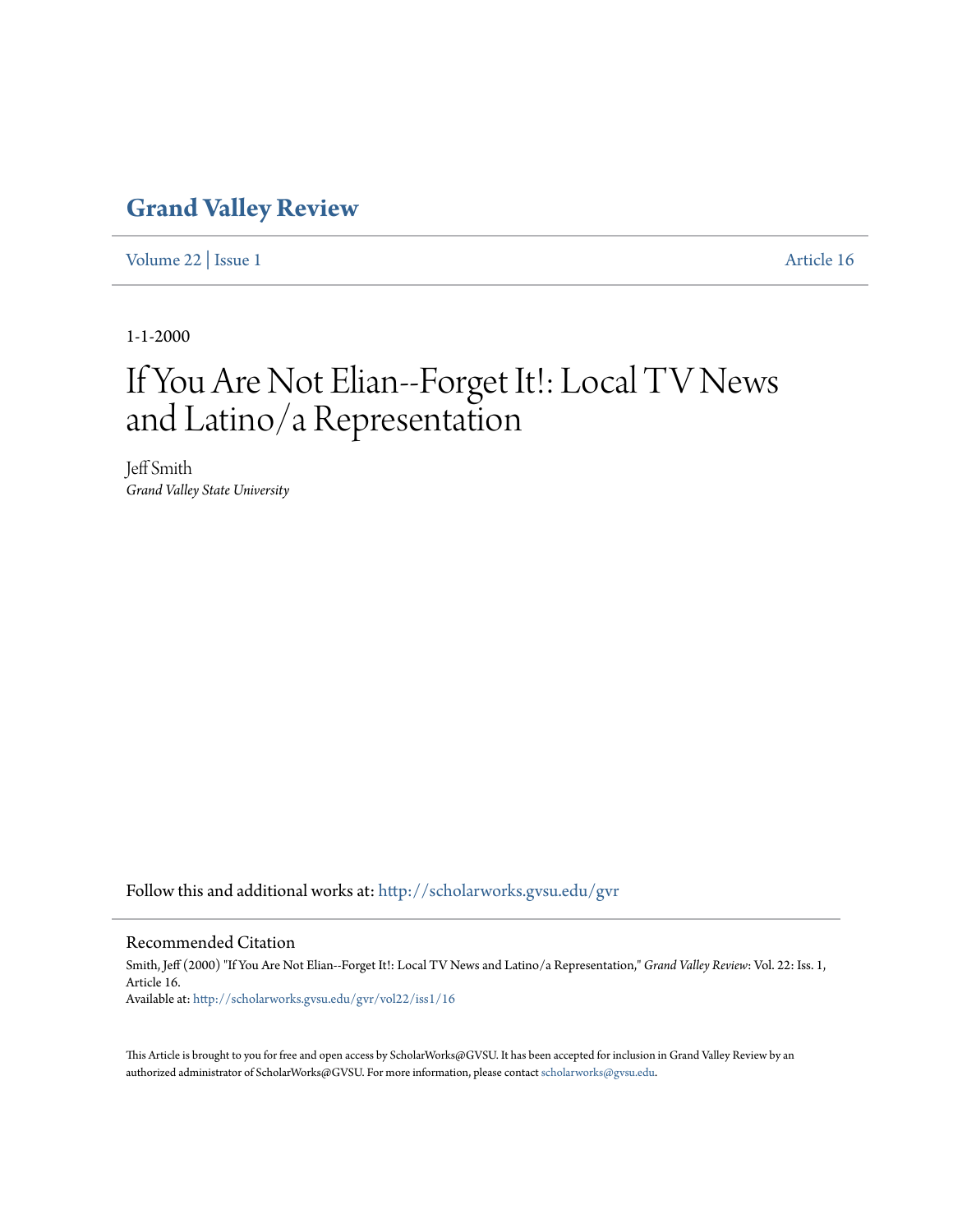# Grand Valley Review

Volume 22 | Issue 1 Article 16

1-1-2000

# If You Are Not Elian--Forget It!: Local TV News and Latino/a Representation

Jeff Smith
*Grand Valley State University*

Follow this and additional works at: http://scholarworks.gvsu.edu/gvr

## Recommended Citation

Smith, Jeff (2000) "If You Are Not Elian--Forget It!: Local TV News and Latino/a Representation," *Grand Valley Review*: Vol. 22: Iss. 1, Article 16.
Available at: http://scholarworks.gvsu.edu/gvr/vol22/iss1/16

This Article is brought to you for free and open access by ScholarWorks@GVSU. It has been accepted for inclusion in Grand Valley Review by an authorized administrator of ScholarWorks@GVSU. For more information, please contact scholarworks@gvsu.edu.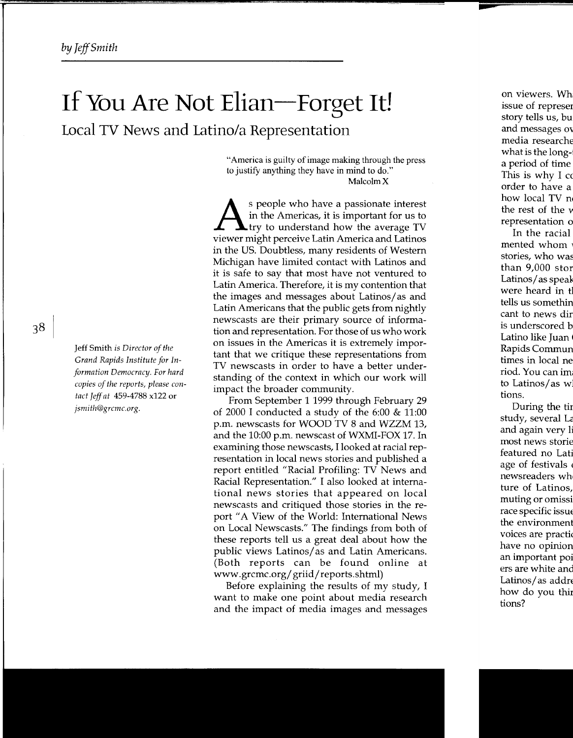*by Jeff Smith*

# If You Are Not Elian—Forget It!

## Local TV News and Latino/a Representation

"America is guilty of image making through the press to justify anything they have in mind to do."
Malcolm X

As people who have a passionate interest in the Americas, it is important for us to try to understand how the average TV viewer might perceive Latin America and Latinos in the US. Doubtless, many residents of Western Michigan have limited contact with Latinos and it is safe to say that most have not ventured to Latin America. Therefore, it is my contention that the images and messages about Latinos/as and Latin Americans that the public gets from nightly newscasts are their primary source of information and representation. For those of us who work on issues in the Americas it is extremely important that we critique these representations from TV newscasts in order to have a better understanding of the context in which our work will impact the broader community.

From September 1 1999 through February 29 of 2000 I conducted a study of the 6:00 & 11:00 p.m. newscasts for WOOD TV 8 and WZZM 13, and the 10:00 p.m. newscast of WXMI-FOX 17. In examining those newscasts, I looked at racial representation in local news stories and published a report entitled "Racial Profiling: TV News and Racial Representation." I also looked at international news stories that appeared on local newscasts and critiqued those stories in the report "A View of the World: International News on Local Newscasts." The findings from both of these reports tell us a great deal about how the public views Latinos/as and Latin Americans. (Both reports can be found online at www.grcmc.org/griid/reports.shtml)

Before explaining the results of my study, I want to make one point about media research and the impact of media images and messages

Jeff Smith *is Director of the Grand Rapids Institute for Information Democracy. For hard copies of the reports, please contact Jeff at* 459-4788 x122 or *jsmith@grcmc.org.*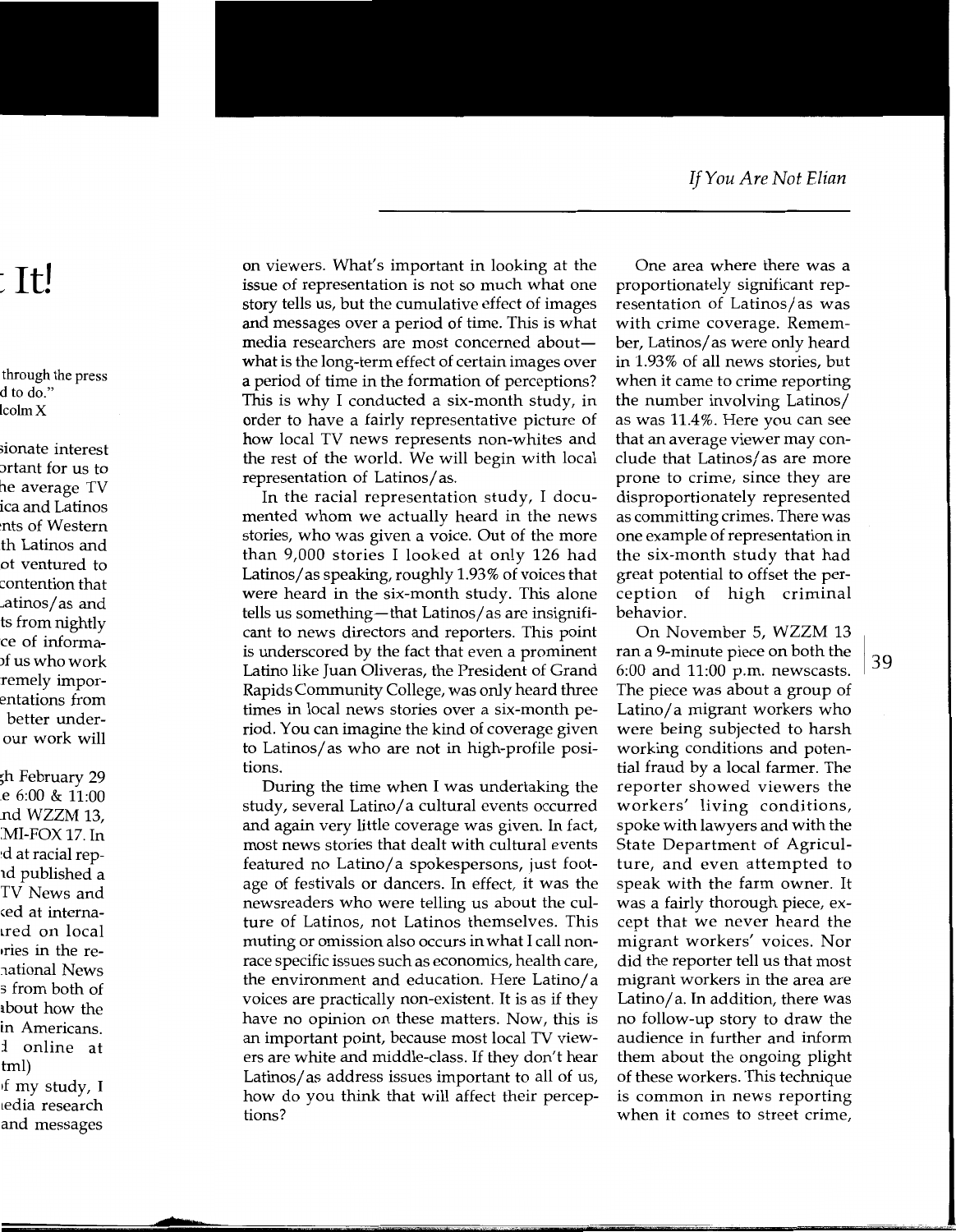on viewers. What's important in looking at the issue of representation is not so much what one story tells us, but the cumulative effect of images and messages over a period of time. This is what media researchers are most concerned about—what is the long-term effect of certain images over a period of time in the formation of perceptions? This is why I conducted a six-month study, in order to have a fairly representative picture of how local TV news represents non-whites and the rest of the world. We will begin with local representation of Latinos/as.

In the racial representation study, I documented whom we actually heard in the news stories, who was given a voice. Out of the more than 9,000 stories I looked at only 126 had Latinos/as speaking, roughly 1.93% of voices that were heard in the six-month study. This alone tells us something—that Latinos/as are insignificant to news directors and reporters. This point is underscored by the fact that even a prominent Latino like Juan Oliveras, the President of Grand Rapids Community College, was only heard three times in local news stories over a six-month period. You can imagine the kind of coverage given to Latinos/as who are not in high-profile positions.

During the time when I was undertaking the study, several Latino/a cultural events occurred and again very little coverage was given. In fact, most news stories that dealt with cultural events featured no Latino/a spokespersons, just footage of festivals or dancers. In effect, it was the newsreaders who were telling us about the culture of Latinos, not Latinos themselves. This muting or omission also occurs in what I call non-race specific issues such as economics, health care, the environment and education. Here Latino/a voices are practically non-existent. It is as if they have no opinion on these matters. Now, this is an important point, because most local TV viewers are white and middle-class. If they don't hear Latinos/as address issues important to all of us, how do you think that will affect their perceptions?

One area where there was a proportionately significant representation of Latinos/as was with crime coverage. Remember, Latinos/as were only heard in 1.93% of all news stories, but when it came to crime reporting the number involving Latinos/as was 11.4%. Here you can see that an average viewer may conclude that Latinos/as are more prone to crime, since they are disproportionately represented as committing crimes. There was one example of representation in the six-month study that had great potential to offset the perception of high criminal behavior.

On November 5, WZZM 13 ran a 9-minute piece on both the 6:00 and 11:00 p.m. newscasts. The piece was about a group of Latino/a migrant workers who were being subjected to harsh working conditions and potential fraud by a local farmer. The reporter showed viewers the workers' living conditions, spoke with lawyers and with the State Department of Agriculture, and even attempted to speak with the farm owner. It was a fairly thorough piece, except that we never heard the migrant workers' voices. Nor did the reporter tell us that most migrant workers in the area are Latino/a. In addition, there was no follow-up story to draw the audience in further and inform them about the ongoing plight of these workers. This technique is common in news reporting when it comes to street crime,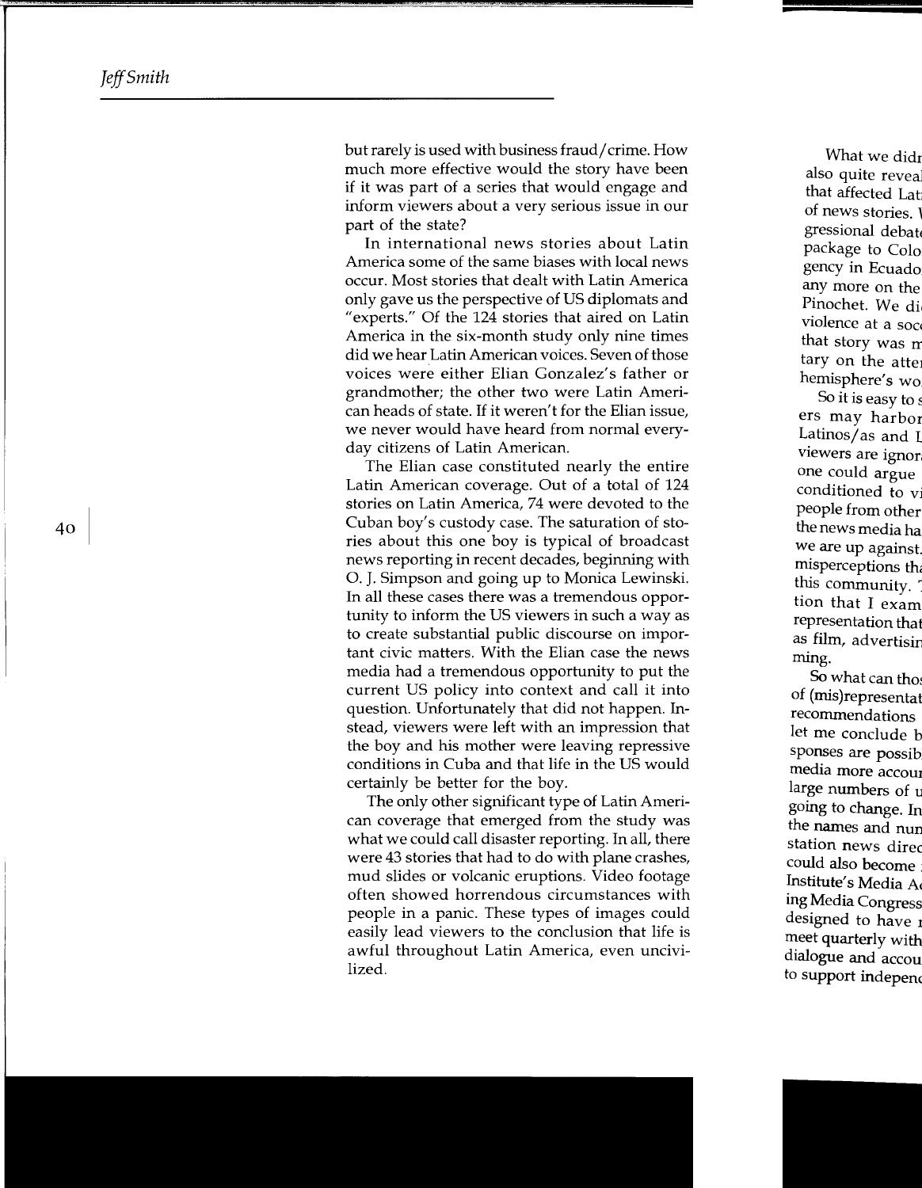but rarely is used with business fraud/crime. How much more effective would the story have been if it was part of a series that would engage and inform viewers about a very serious issue in our part of the state?

In international news stories about Latin America some of the same biases with local news occur. Most stories that dealt with Latin America only gave us the perspective of US diplomats and "experts." Of the 124 stories that aired on Latin America in the six-month study only nine times did we hear Latin American voices. Seven of those voices were either Elian Gonzalez's father or grandmother; the other two were Latin American heads of state. If it weren't for the Elian issue, we never would have heard from normal everyday citizens of Latin American.

The Elian case constituted nearly the entire Latin American coverage. Out of a total of 124 stories on Latin America, 74 were devoted to the Cuban boy's custody case. The saturation of stories about this one boy is typical of broadcast news reporting in recent decades, beginning with O. J. Simpson and going up to Monica Lewinski. In all these cases there was a tremendous opportunity to inform the US viewers in such a way as to create substantial public discourse on important civic matters. With the Elian case the news media had a tremendous opportunity to put the current US policy into context and call it into question. Unfortunately that did not happen. Instead, viewers were left with an impression that the boy and his mother were leaving repressive conditions in Cuba and that life in the US would certainly be better for the boy.

The only other significant type of Latin American coverage that emerged from the study was what we could call disaster reporting. In all, there were 43 stories that had to do with plane crashes, mud slides or volcanic eruptions. Video footage often showed horrendous circumstances with people in a panic. These types of images could easily lead viewers to the conclusion that life is awful throughout Latin America, even uncivilized.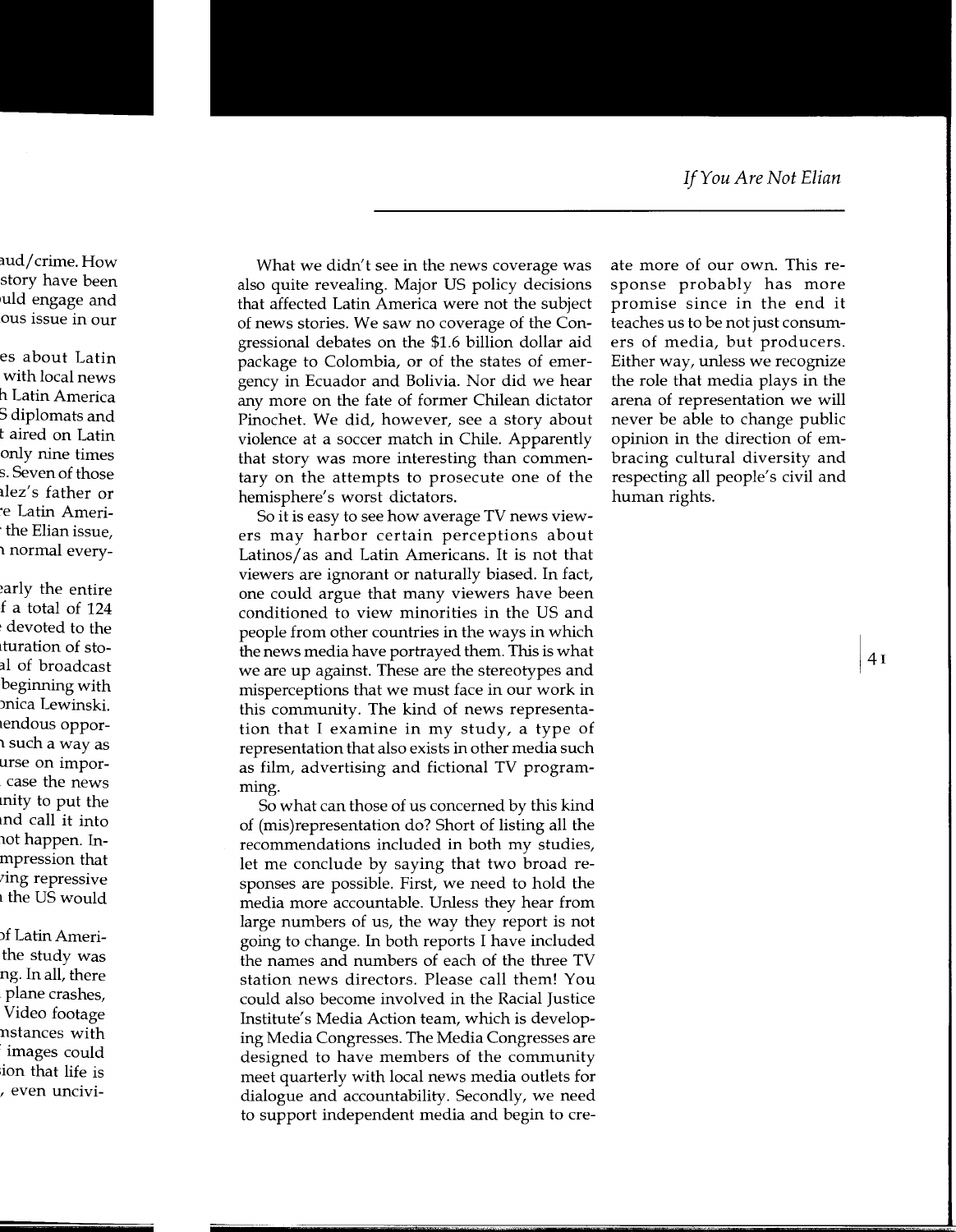What we didn't see in the news coverage was also quite revealing. Major US policy decisions that affected Latin America were not the subject of news stories. We saw no coverage of the Congressional debates on the $1.6 billion dollar aid package to Colombia, or of the states of emergency in Ecuador and Bolivia. Nor did we hear any more on the fate of former Chilean dictator Pinochet. We did, however, see a story about violence at a soccer match in Chile. Apparently that story was more interesting than commentary on the attempts to prosecute one of the hemisphere's worst dictators.

So it is easy to see how average TV news viewers may harbor certain perceptions about Latinos/as and Latin Americans. It is not that viewers are ignorant or naturally biased. In fact, one could argue that many viewers have been conditioned to view minorities in the US and people from other countries in the ways in which the news media have portrayed them. This is what we are up against. These are the stereotypes and misperceptions that we must face in our work in this community. The kind of news representation that I examine in my study, a type of representation that also exists in other media such as film, advertising and fictional TV programming.

So what can those of us concerned by this kind of (mis)representation do? Short of listing all the recommendations included in both my studies, let me conclude by saying that two broad responses are possible. First, we need to hold the media more accountable. Unless they hear from large numbers of us, the way they report is not going to change. In both reports I have included the names and numbers of each of the three TV station news directors. Please call them! You could also become involved in the Racial Justice Institute's Media Action team, which is developing Media Congresses. The Media Congresses are designed to have members of the community meet quarterly with local news media outlets for dialogue and accountability. Secondly, we need to support independent media and begin to create more of our own. This response probably has more promise since in the end it teaches us to be not just consumers of media, but producers. Either way, unless we recognize the role that media plays in the arena of representation we will never be able to change public opinion in the direction of embracing cultural diversity and respecting all people's civil and human rights.